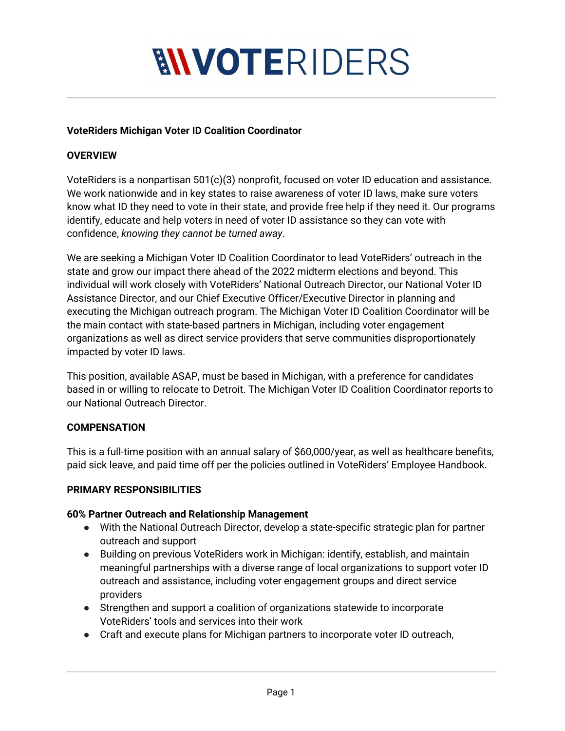# VOTERIDERS

**VoteRiders Michigan Voter ID Coalition Coordinator**

**OVERVIEW**

VoteRiders is a nonpartisan 501(c)(3) nonprofit, focused on voter ID education and assistance. We work nationwide and in key states to raise awareness of voter ID laws, make sure voters know what ID they need to vote in their state, and provide free help if they need it. Our programs identify, educate and help voters in need of voter ID assistance so they can vote with confidence, *knowing they cannot be turned away*.

We are seeking a Michigan Voter ID Coalition Coordinator to lead VoteRiders' outreach in the state and grow our impact there ahead of the 2022 midterm elections and beyond. This individual will work closely with VoteRiders' National Outreach Director, our National Voter ID Assistance Director, and our Chief Executive Officer/Executive Director in planning and executing the Michigan outreach program. The Michigan Voter ID Coalition Coordinator will be the main contact with state-based partners in Michigan, including voter engagement organizations as well as direct service providers that serve communities disproportionately impacted by voter ID laws.

This position, available ASAP, must be based in Michigan, with a preference for candidates based in or willing to relocate to Detroit. The Michigan Voter ID Coalition Coordinator reports to our National Outreach Director.

**COMPENSATION**

This is a full-time position with an annual salary of $60,000/year, as well as healthcare benefits, paid sick leave, and paid time off per the policies outlined in VoteRiders' Employee Handbook.

**PRIMARY RESPONSIBILITIES**

**60% Partner Outreach and Relationship Management**

- With the National Outreach Director, develop a state-specific strategic plan for partner outreach and support
- Building on previous VoteRiders work in Michigan: identify, establish, and maintain meaningful partnerships with a diverse range of local organizations to support voter ID outreach and assistance, including voter engagement groups and direct service providers
- Strengthen and support a coalition of organizations statewide to incorporate VoteRiders' tools and services into their work
- Craft and execute plans for Michigan partners to incorporate voter ID outreach,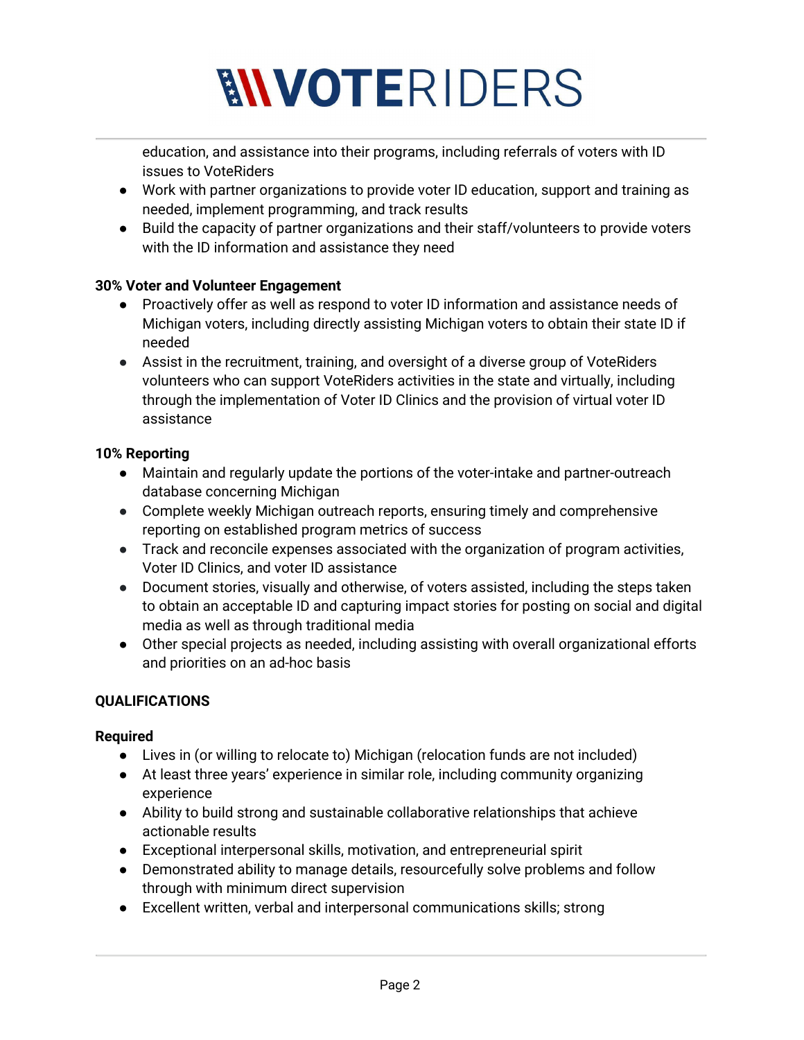education, and assistance into their programs, including referrals of voters with ID issues to VoteRiders

- Work with partner organizations to provide voter ID education, support and training as needed, implement programming, and track results
- Build the capacity of partner organizations and their staff/volunteers to provide voters with the ID information and assistance they need

**30% Voter and Volunteer Engagement**

- Proactively offer as well as respond to voter ID information and assistance needs of Michigan voters, including directly assisting Michigan voters to obtain their state ID if needed
- Assist in the recruitment, training, and oversight of a diverse group of VoteRiders volunteers who can support VoteRiders activities in the state and virtually, including through the implementation of Voter ID Clinics and the provision of virtual voter ID assistance

**10% Reporting**

- Maintain and regularly update the portions of the voter-intake and partner-outreach database concerning Michigan
- Complete weekly Michigan outreach reports, ensuring timely and comprehensive reporting on established program metrics of success
- Track and reconcile expenses associated with the organization of program activities, Voter ID Clinics, and voter ID assistance
- Document stories, visually and otherwise, of voters assisted, including the steps taken to obtain an acceptable ID and capturing impact stories for posting on social and digital media as well as through traditional media
- Other special projects as needed, including assisting with overall organizational efforts and priorities on an ad-hoc basis

**QUALIFICATIONS**

**Required**

- Lives in (or willing to relocate to) Michigan (relocation funds are not included)
- At least three years' experience in similar role, including community organizing experience
- Ability to build strong and sustainable collaborative relationships that achieve actionable results
- Exceptional interpersonal skills, motivation, and entrepreneurial spirit
- Demonstrated ability to manage details, resourcefully solve problems and follow through with minimum direct supervision
- Excellent written, verbal and interpersonal communications skills; strong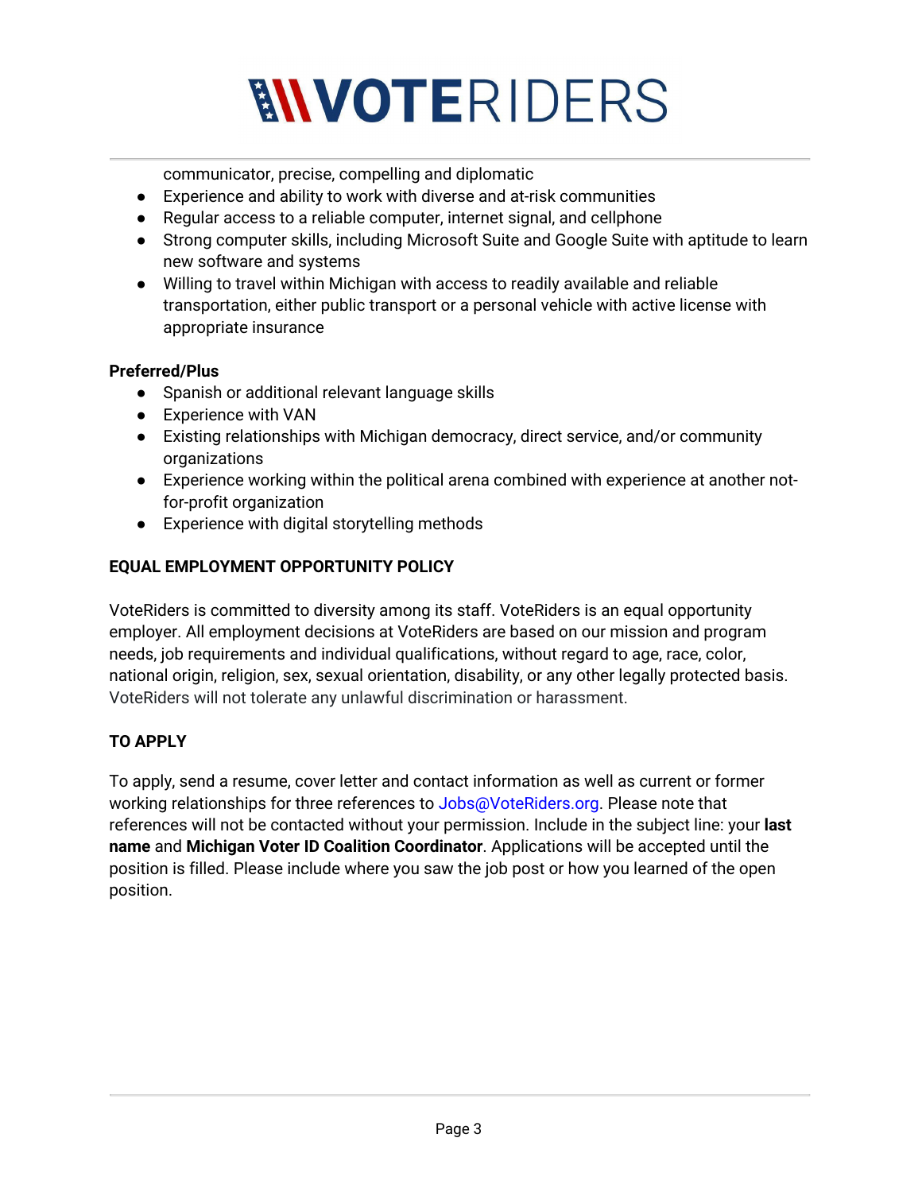communicator, precise, compelling and diplomatic
- Experience and ability to work with diverse and at-risk communities
- Regular access to a reliable computer, internet signal, and cellphone
- Strong computer skills, including Microsoft Suite and Google Suite with aptitude to learn new software and systems
- Willing to travel within Michigan with access to readily available and reliable transportation, either public transport or a personal vehicle with active license with appropriate insurance

**Preferred/Plus**

- Spanish or additional relevant language skills
- Experience with VAN
- Existing relationships with Michigan democracy, direct service, and/or community organizations
- Experience working within the political arena combined with experience at another not-for-profit organization
- Experience with digital storytelling methods

**EQUAL EMPLOYMENT OPPORTUNITY POLICY**

VoteRiders is committed to diversity among its staff. VoteRiders is an equal opportunity employer. All employment decisions at VoteRiders are based on our mission and program needs, job requirements and individual qualifications, without regard to age, race, color, national origin, religion, sex, sexual orientation, disability, or any other legally protected basis. VoteRiders will not tolerate any unlawful discrimination or harassment.

**TO APPLY**

To apply, send a resume, cover letter and contact information as well as current or former working relationships for three references to Jobs@VoteRiders.org. Please note that references will not be contacted without your permission. Include in the subject line: your **last name** and **Michigan Voter ID Coalition Coordinator**. Applications will be accepted until the position is filled. Please include where you saw the job post or how you learned of the open position.